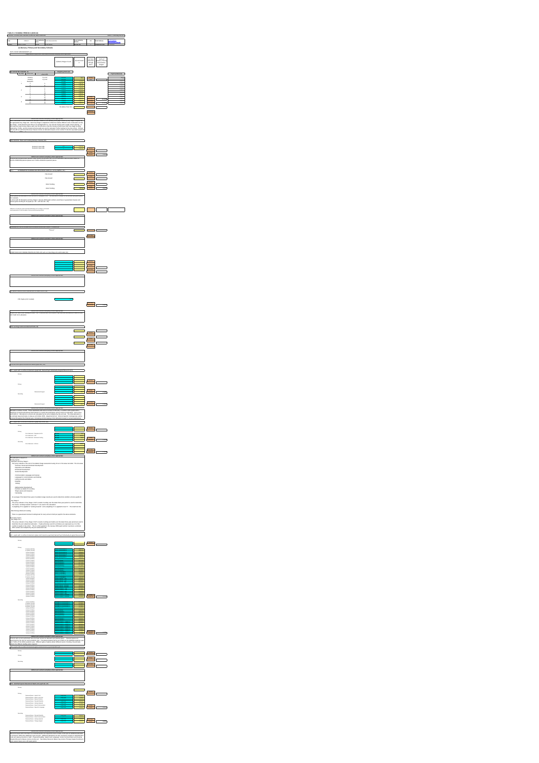## (1) Nursery, Primary and Secondary Schools